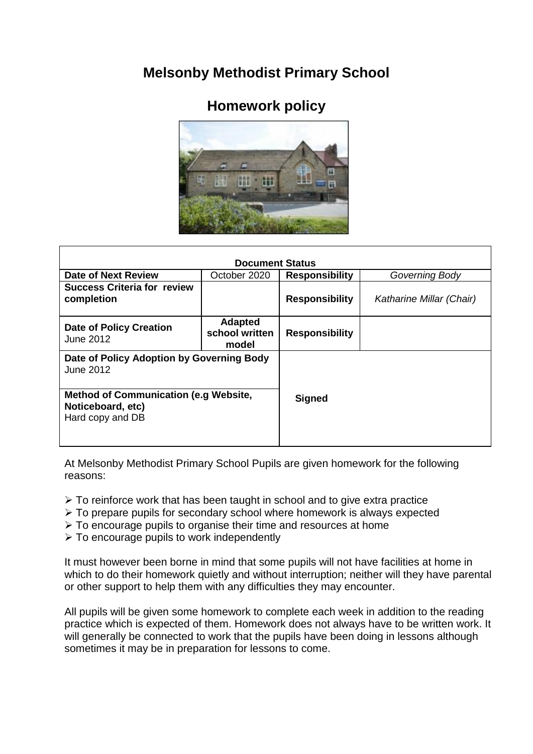# Melsonby Methodist Primary School

## Homework policy

| Document Status | | | |
|---|---|---|---|
| **Date of Next Review** | October 2020 | **Responsibility** | *Governing Body* |
| **Success Criteria for review completion** | | **Responsibility** | *Katharine Millar (Chair)* |
| **Date of Policy Creation** June 2012 | **Adapted school written model** | **Responsibility** | |
| **Date of Policy Adoption by Governing Body** June 2012 | | **Signed** | |
| **Method of Communication (e.g Website, Noticeboard, etc)** Hard copy and DB | | | |

At Melsonby Methodist Primary School Pupils are given homework for the following reasons:

- To reinforce work that has been taught in school and to give extra practice
- To prepare pupils for secondary school where homework is always expected
- To encourage pupils to organise their time and resources at home
- To encourage pupils to work independently

It must however been borne in mind that some pupils will not have facilities at home in which to do their homework quietly and without interruption; neither will they have parental or other support to help them with any difficulties they may encounter.

All pupils will be given some homework to complete each week in addition to the reading practice which is expected of them. Homework does not always have to be written work. It will generally be connected to work that the pupils have been doing in lessons although sometimes it may be in preparation for lessons to come.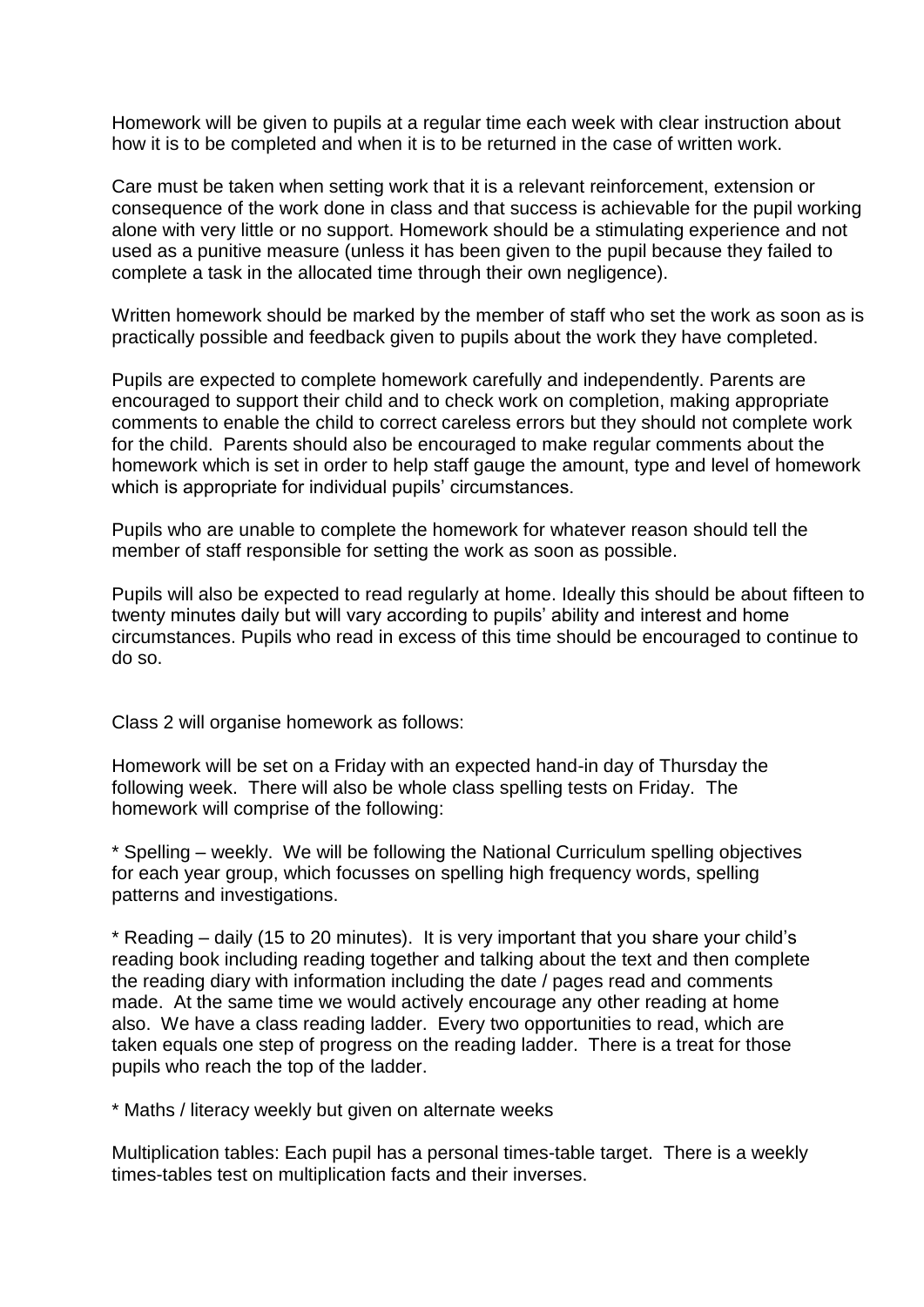Homework will be given to pupils at a regular time each week with clear instruction about how it is to be completed and when it is to be returned in the case of written work.

Care must be taken when setting work that it is a relevant reinforcement, extension or consequence of the work done in class and that success is achievable for the pupil working alone with very little or no support. Homework should be a stimulating experience and not used as a punitive measure (unless it has been given to the pupil because they failed to complete a task in the allocated time through their own negligence).

Written homework should be marked by the member of staff who set the work as soon as is practically possible and feedback given to pupils about the work they have completed.

Pupils are expected to complete homework carefully and independently. Parents are encouraged to support their child and to check work on completion, making appropriate comments to enable the child to correct careless errors but they should not complete work for the child. Parents should also be encouraged to make regular comments about the homework which is set in order to help staff gauge the amount, type and level of homework which is appropriate for individual pupils' circumstances.

Pupils who are unable to complete the homework for whatever reason should tell the member of staff responsible for setting the work as soon as possible.

Pupils will also be expected to read regularly at home. Ideally this should be about fifteen to twenty minutes daily but will vary according to pupils' ability and interest and home circumstances. Pupils who read in excess of this time should be encouraged to continue to do so.

Class 2 will organise homework as follows:

Homework will be set on a Friday with an expected hand-in day of Thursday the following week. There will also be whole class spelling tests on Friday. The homework will comprise of the following:

* Spelling – weekly. We will be following the National Curriculum spelling objectives for each year group, which focusses on spelling high frequency words, spelling patterns and investigations.

* Reading – daily (15 to 20 minutes). It is very important that you share your child's reading book including reading together and talking about the text and then complete the reading diary with information including the date / pages read and comments made. At the same time we would actively encourage any other reading at home also. We have a class reading ladder. Every two opportunities to read, which are taken equals one step of progress on the reading ladder. There is a treat for those pupils who reach the top of the ladder.

* Maths / literacy weekly but given on alternate weeks

Multiplication tables: Each pupil has a personal times-table target. There is a weekly times-tables test on multiplication facts and their inverses.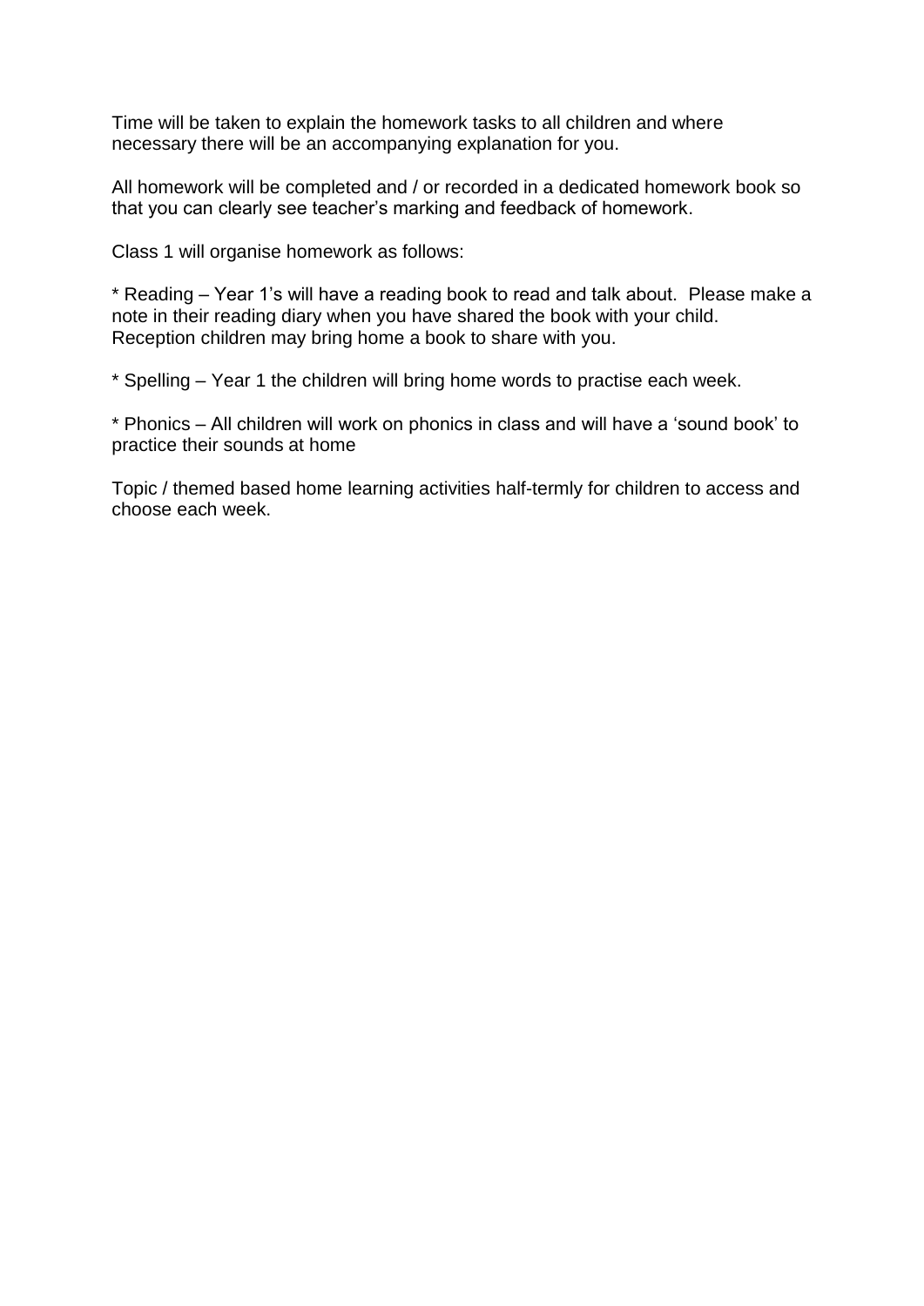Time will be taken to explain the homework tasks to all children and where necessary there will be an accompanying explanation for you.

All homework will be completed and / or recorded in a dedicated homework book so that you can clearly see teacher's marking and feedback of homework.

Class 1 will organise homework as follows:

* Reading – Year 1's will have a reading book to read and talk about. Please make a note in their reading diary when you have shared the book with your child. Reception children may bring home a book to share with you.

* Spelling – Year 1 the children will bring home words to practise each week.

* Phonics – All children will work on phonics in class and will have a 'sound book' to practice their sounds at home

Topic / themed based home learning activities half-termly for children to access and choose each week.